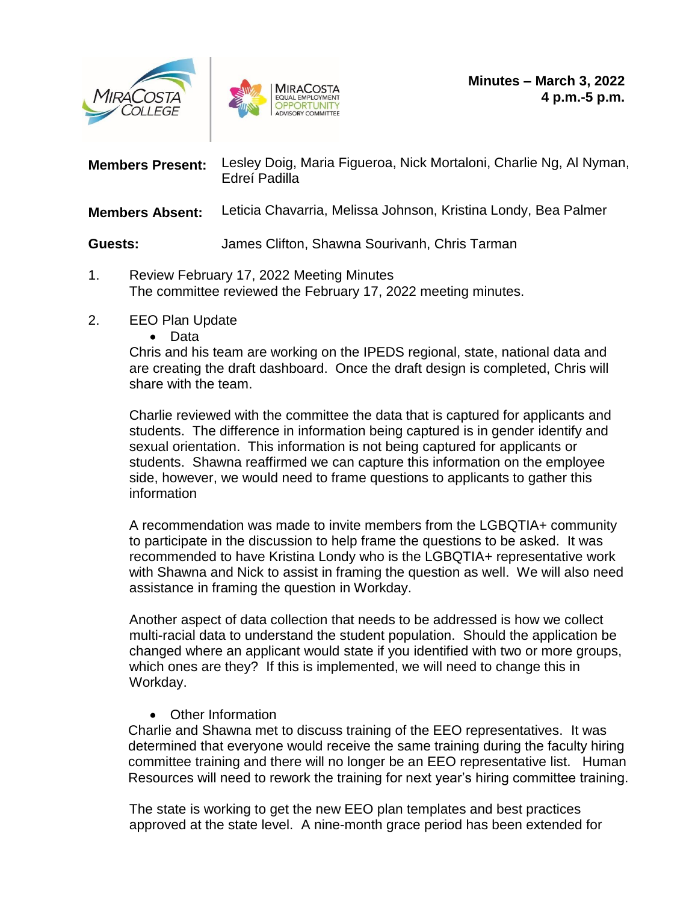**Minutes – March 3, 2022**
**4 p.m.-5 p.m.**

**Members Present:** Lesley Doig, Maria Figueroa, Nick Mortaloni, Charlie Ng, Al Nyman, Edreí Padilla

**Members Absent:** Leticia Chavarria, Melissa Johnson, Kristina Londy, Bea Palmer

**Guests:** James Clifton, Shawna Sourivanh, Chris Tarman

1. Review February 17, 2022 Meeting Minutes
   The committee reviewed the February 17, 2022 meeting minutes.

2. EEO Plan Update
   - Data

   Chris and his team are working on the IPEDS regional, state, national data and are creating the draft dashboard. Once the draft design is completed, Chris will share with the team.

   Charlie reviewed with the committee the data that is captured for applicants and students. The difference in information being captured is in gender identify and sexual orientation. This information is not being captured for applicants or students. Shawna reaffirmed we can capture this information on the employee side, however, we would need to frame questions to applicants to gather this information

   A recommendation was made to invite members from the LGBQTIA+ community to participate in the discussion to help frame the questions to be asked. It was recommended to have Kristina Londy who is the LGBQTIA+ representative work with Shawna and Nick to assist in framing the question as well. We will also need assistance in framing the question in Workday.

   Another aspect of data collection that needs to be addressed is how we collect multi-racial data to understand the student population. Should the application be changed where an applicant would state if you identified with two or more groups, which ones are they? If this is implemented, we will need to change this in Workday.

   - Other Information

   Charlie and Shawna met to discuss training of the EEO representatives. It was determined that everyone would receive the same training during the faculty hiring committee training and there will no longer be an EEO representative list. Human Resources will need to rework the training for next year's hiring committee training.

   The state is working to get the new EEO plan templates and best practices approved at the state level. A nine-month grace period has been extended for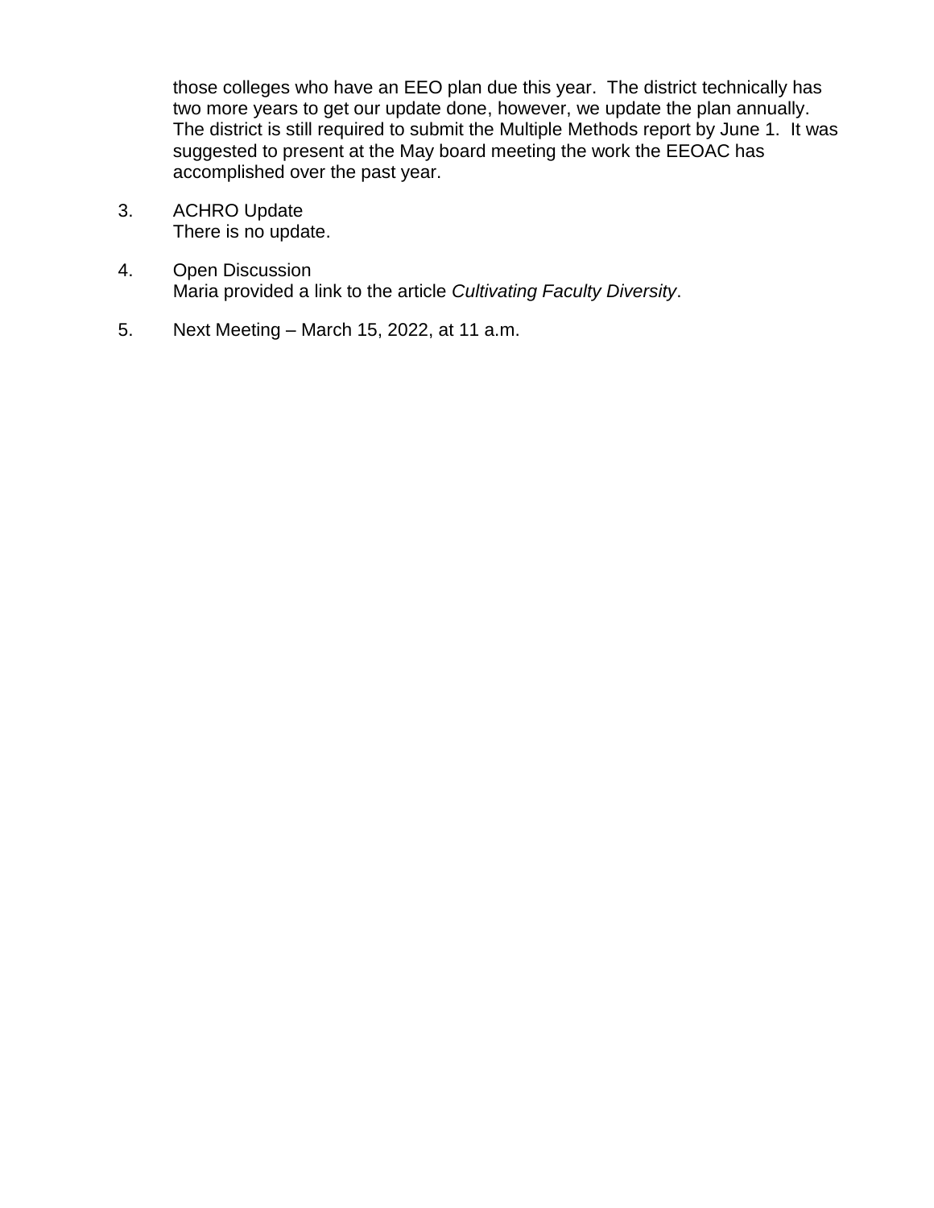those colleges who have an EEO plan due this year. The district technically has two more years to get our update done, however, we update the plan annually. The district is still required to submit the Multiple Methods report by June 1. It was suggested to present at the May board meeting the work the EEOAC has accomplished over the past year.

3. ACHRO Update
   There is no update.

4. Open Discussion
   Maria provided a link to the article *Cultivating Faculty Diversity*.

5. Next Meeting – March 15, 2022, at 11 a.m.